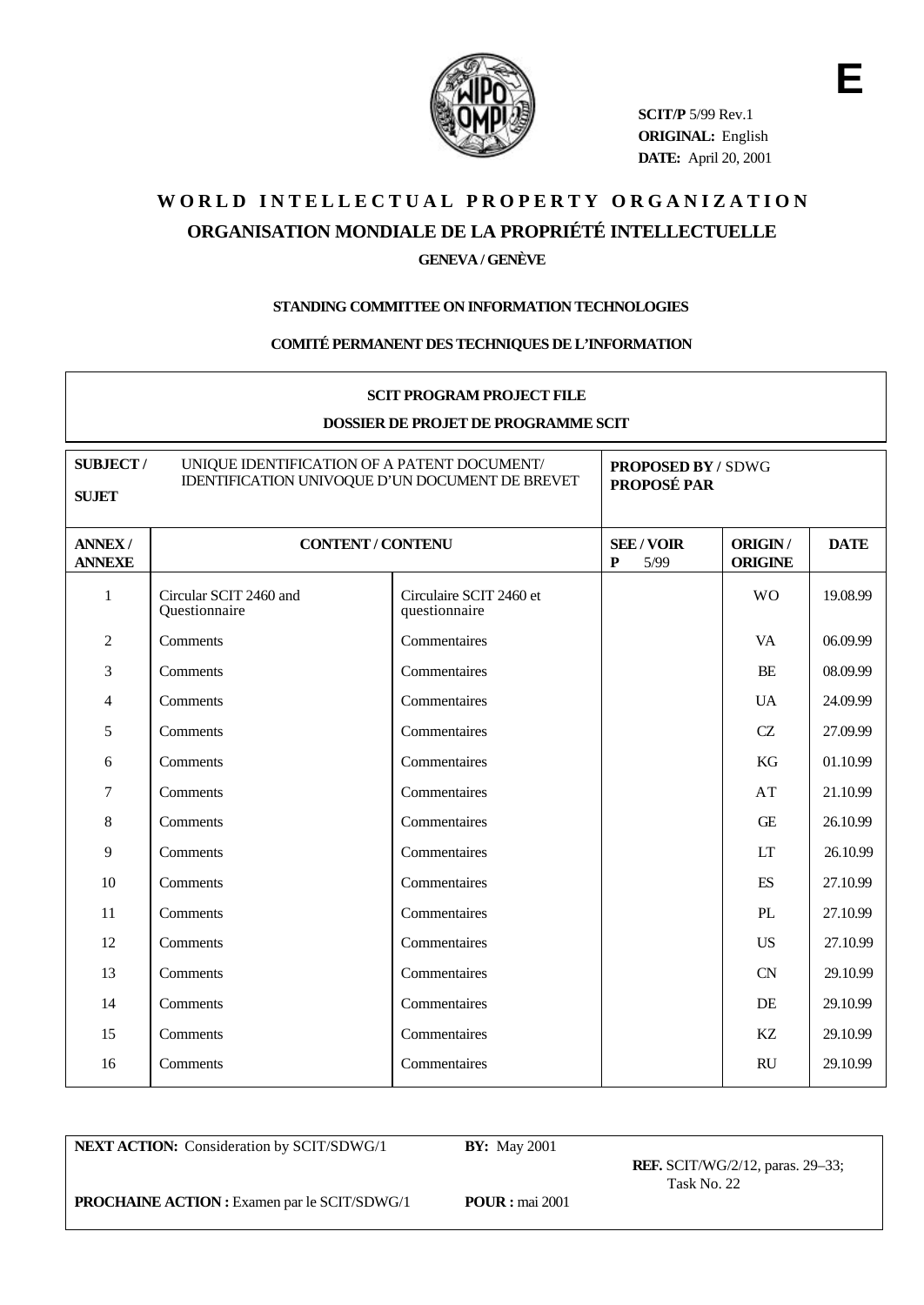E

**SCIT/P** 5/99 Rev.1
**ORIGINAL:** English
**DATE:** April 20, 2001

# WORLD INTELLECTUAL PROPERTY ORGANIZATION
## ORGANISATION MONDIALE DE LA PROPRIÉTÉ INTELLECTUELLE
**GENEVA / GENÈVE**

**STANDING COMMITTEE ON INFORMATION TECHNOLOGIES**

**COMITÉ PERMANENT DES TECHNIQUES DE L'INFORMATION**

**SCIT PROGRAM PROJECT FILE**

**DOSSIER DE PROJET DE PROGRAMME SCIT**

**SUBJECT / SUJET** UNIQUE IDENTIFICATION OF A PATENT DOCUMENT/ IDENTIFICATION UNIVOQUE D'UN DOCUMENT DE BREVET

**PROPOSED BY / PROPOSÉ PAR** SDWG

| ANNEX / ANNEXE | CONTENT / CONTENU | | SEE / VOIR P 5/99 | ORIGIN / ORIGINE | DATE |
|---|---|---|---|---|---|
| 1 | Circular SCIT 2460 and Questionnaire | Circulaire SCIT 2460 et questionnaire | | WO | 19.08.99 |
| 2 | Comments | Commentaires | | VA | 06.09.99 |
| 3 | Comments | Commentaires | | BE | 08.09.99 |
| 4 | Comments | Commentaires | | UA | 24.09.99 |
| 5 | Comments | Commentaires | | CZ | 27.09.99 |
| 6 | Comments | Commentaires | | KG | 01.10.99 |
| 7 | Comments | Commentaires | | AT | 21.10.99 |
| 8 | Comments | Commentaires | | GE | 26.10.99 |
| 9 | Comments | Commentaires | | LT | 26.10.99 |
| 10 | Comments | Commentaires | | ES | 27.10.99 |
| 11 | Comments | Commentaires | | PL | 27.10.99 |
| 12 | Comments | Commentaires | | US | 27.10.99 |
| 13 | Comments | Commentaires | | CN | 29.10.99 |
| 14 | Comments | Commentaires | | DE | 29.10.99 |
| 15 | Comments | Commentaires | | KZ | 29.10.99 |
| 16 | Comments | Commentaires | | RU | 29.10.99 |

**NEXT ACTION:** Consideration by SCIT/SDWG/1 **BY:** May 2001

**PROCHAINE ACTION :** Examen par le SCIT/SDWG/1 **POUR :** mai 2001

**REF.** SCIT/WG/2/12, paras. 29–33; Task No. 22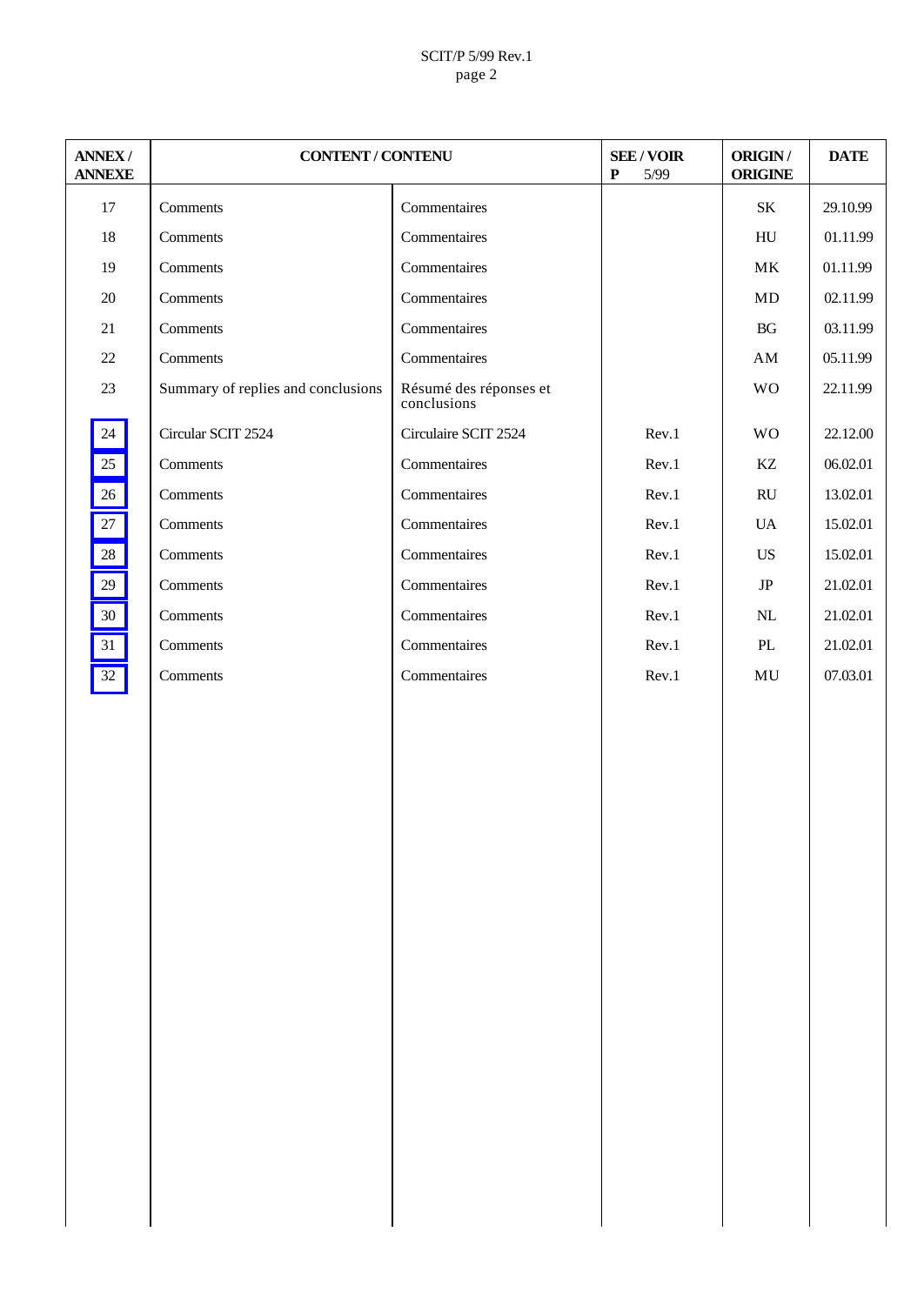| ANNEX / ANNEXE | CONTENT / CONTENU | | SEE / VOIR P 5/99 | ORIGIN / ORIGINE | DATE |
|---|---|---|---|---|---|
| 17 | Comments | Commentaires | | SK | 29.10.99 |
| 18 | Comments | Commentaires | | HU | 01.11.99 |
| 19 | Comments | Commentaires | | MK | 01.11.99 |
| 20 | Comments | Commentaires | | MD | 02.11.99 |
| 21 | Comments | Commentaires | | BG | 03.11.99 |
| 22 | Comments | Commentaires | | AM | 05.11.99 |
| 23 | Summary of replies and conclusions | Résumé des réponses et conclusions | | WO | 22.11.99 |
| 24 | Circular SCIT 2524 | Circulaire SCIT 2524 | Rev.1 | WO | 22.12.00 |
| 25 | Comments | Commentaires | Rev.1 | KZ | 06.02.01 |
| 26 | Comments | Commentaires | Rev.1 | RU | 13.02.01 |
| 27 | Comments | Commentaires | Rev.1 | UA | 15.02.01 |
| 28 | Comments | Commentaires | Rev.1 | US | 15.02.01 |
| 29 | Comments | Commentaires | Rev.1 | JP | 21.02.01 |
| 30 | Comments | Commentaires | Rev.1 | NL | 21.02.01 |
| 31 | Comments | Commentaires | Rev.1 | PL | 21.02.01 |
| 32 | Comments | Commentaires | Rev.1 | MU | 07.03.01 |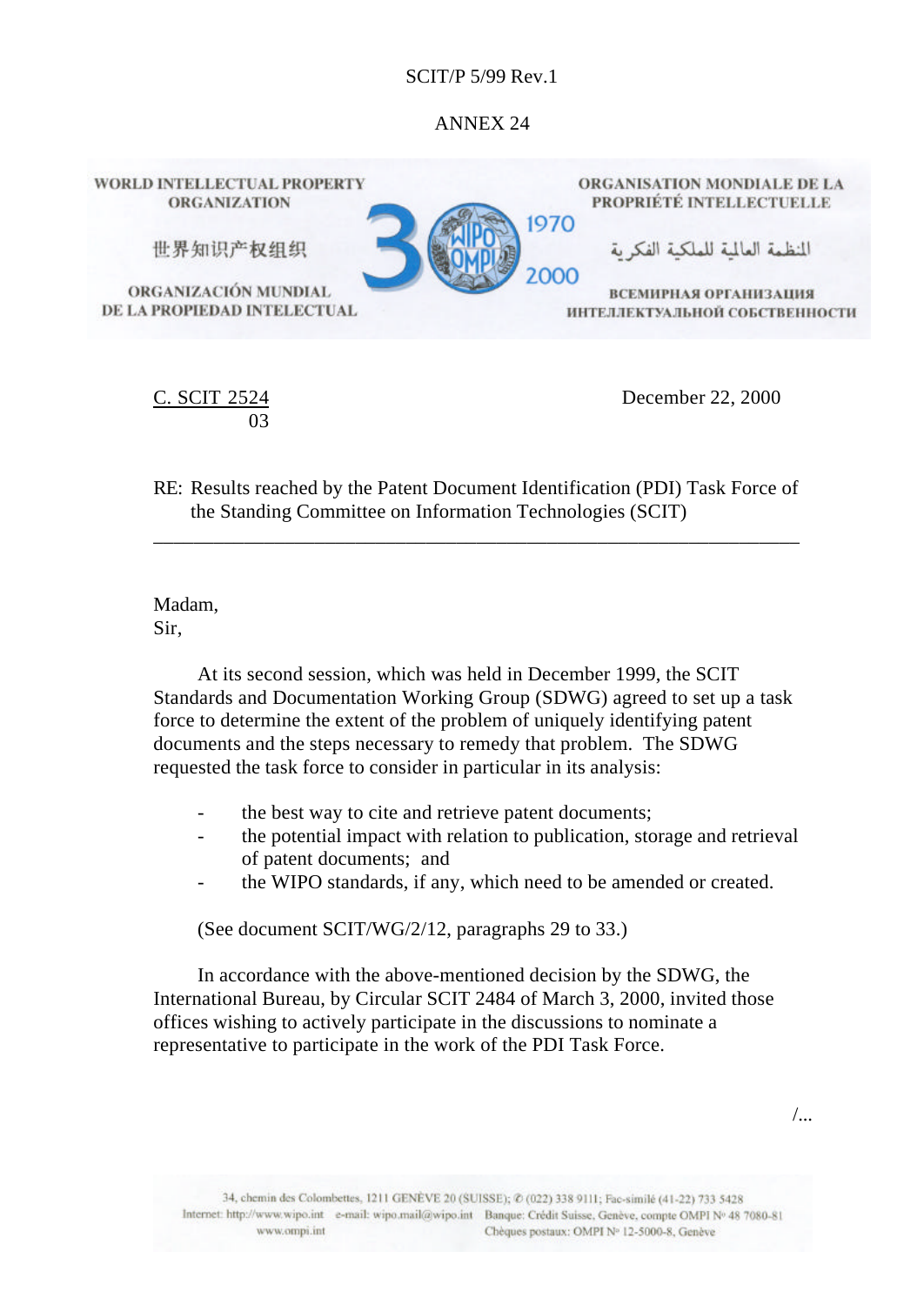SCIT/P 5/99 Rev.1

ANNEX 24

WORLD INTELLECTUAL PROPERTY ORGANIZATION

世界知识产权组织

ORGANIZACIÓN MUNDIAL DE LA PROPIEDAD INTELECTUAL

ORGANISATION MONDIALE DE LA PROPRIÉTÉ INTELLECTUELLE

المنظمة العالمية للملكية الفكرية

ВСЕМИРНАЯ ОРГАНИЗАЦИЯ ИНТЕЛЛЕКТУАЛЬНОЙ СОБСТВЕННОСТИ

C. SCIT 2524
03

December 22, 2000

RE: Results reached by the Patent Document Identification (PDI) Task Force of the Standing Committee on Information Technologies (SCIT)

---

Madam,
Sir,

At its second session, which was held in December 1999, the SCIT Standards and Documentation Working Group (SDWG) agreed to set up a task force to determine the extent of the problem of uniquely identifying patent documents and the steps necessary to remedy that problem. The SDWG requested the task force to consider in particular in its analysis:

- the best way to cite and retrieve patent documents;
- the potential impact with relation to publication, storage and retrieval of patent documents; and
- the WIPO standards, if any, which need to be amended or created.

(See document SCIT/WG/2/12, paragraphs 29 to 33.)

In accordance with the above-mentioned decision by the SDWG, the International Bureau, by Circular SCIT 2484 of March 3, 2000, invited those offices wishing to actively participate in the discussions to nominate a representative to participate in the work of the PDI Task Force.

/...

34, chemin des Colombettes, 1211 GENÈVE 20 (SUISSE); ✆ (022) 338 9111; Fac-similé (41-22) 733 5428
Internet: http://www.wipo.int e-mail: wipo.mail@wipo.int Banque: Crédit Suisse, Genève, compte OMPI N° 48 7080-81
www.ompi.int Chèques postaux: OMPI N° 12-5000-8, Genève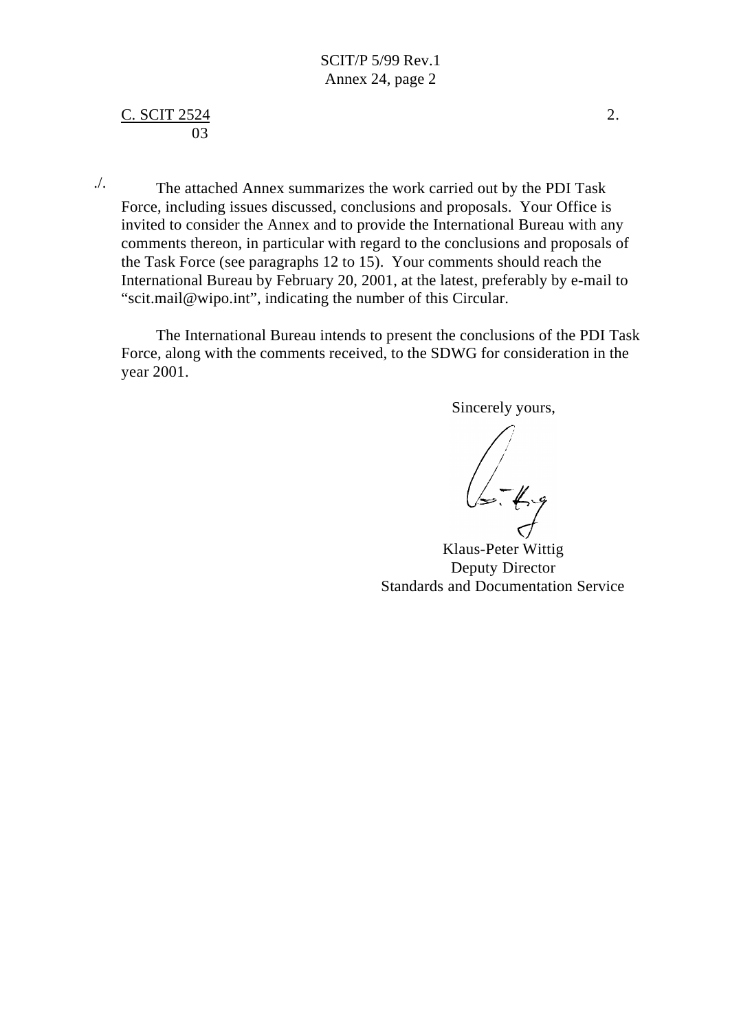C. SCIT 2524
03

./. The attached Annex summarizes the work carried out by the PDI Task Force, including issues discussed, conclusions and proposals. Your Office is invited to consider the Annex and to provide the International Bureau with any comments thereon, in particular with regard to the conclusions and proposals of the Task Force (see paragraphs 12 to 15). Your comments should reach the International Bureau by February 20, 2001, at the latest, preferably by e-mail to "scit.mail@wipo.int", indicating the number of this Circular.

The International Bureau intends to present the conclusions of the PDI Task Force, along with the comments received, to the SDWG for consideration in the year 2001.

Sincerely yours,

Klaus-Peter Wittig
Deputy Director
Standards and Documentation Service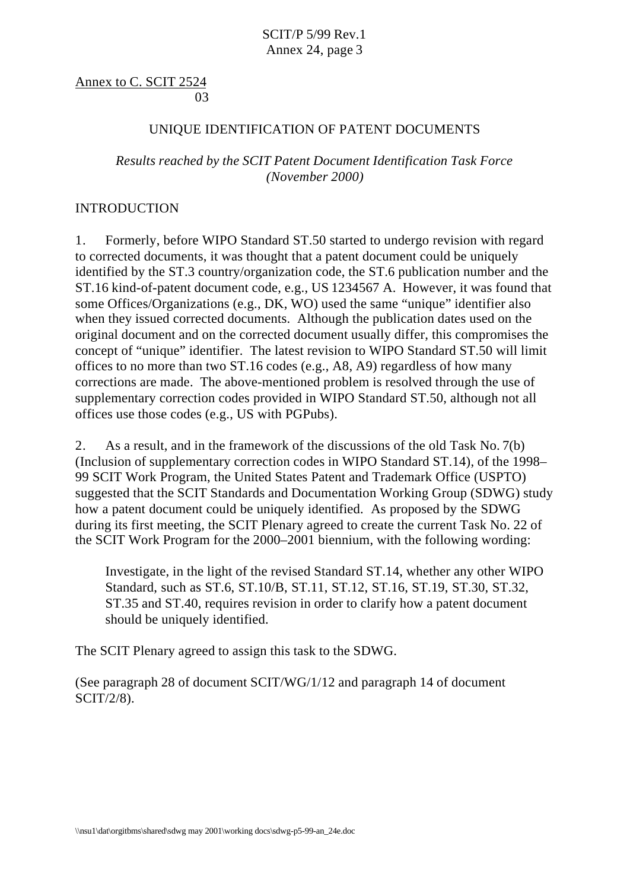Annex to C. SCIT 2524
03

## UNIQUE IDENTIFICATION OF PATENT DOCUMENTS

*Results reached by the SCIT Patent Document Identification Task Force (November 2000)*

### INTRODUCTION

1. Formerly, before WIPO Standard ST.50 started to undergo revision with regard to corrected documents, it was thought that a patent document could be uniquely identified by the ST.3 country/organization code, the ST.6 publication number and the ST.16 kind-of-patent document code, e.g., US 1234567 A. However, it was found that some Offices/Organizations (e.g., DK, WO) used the same "unique" identifier also when they issued corrected documents. Although the publication dates used on the original document and on the corrected document usually differ, this compromises the concept of "unique" identifier. The latest revision to WIPO Standard ST.50 will limit offices to no more than two ST.16 codes (e.g., A8, A9) regardless of how many corrections are made. The above-mentioned problem is resolved through the use of supplementary correction codes provided in WIPO Standard ST.50, although not all offices use those codes (e.g., US with PGPubs).

2. As a result, and in the framework of the discussions of the old Task No. 7(b) (Inclusion of supplementary correction codes in WIPO Standard ST.14), of the 1998–99 SCIT Work Program, the United States Patent and Trademark Office (USPTO) suggested that the SCIT Standards and Documentation Working Group (SDWG) study how a patent document could be uniquely identified. As proposed by the SDWG during its first meeting, the SCIT Plenary agreed to create the current Task No. 22 of the SCIT Work Program for the 2000–2001 biennium, with the following wording:

> Investigate, in the light of the revised Standard ST.14, whether any other WIPO Standard, such as ST.6, ST.10/B, ST.11, ST.12, ST.16, ST.19, ST.30, ST.32, ST.35 and ST.40, requires revision in order to clarify how a patent document should be uniquely identified.

The SCIT Plenary agreed to assign this task to the SDWG.

(See paragraph 28 of document SCIT/WG/1/12 and paragraph 14 of document SCIT/2/8).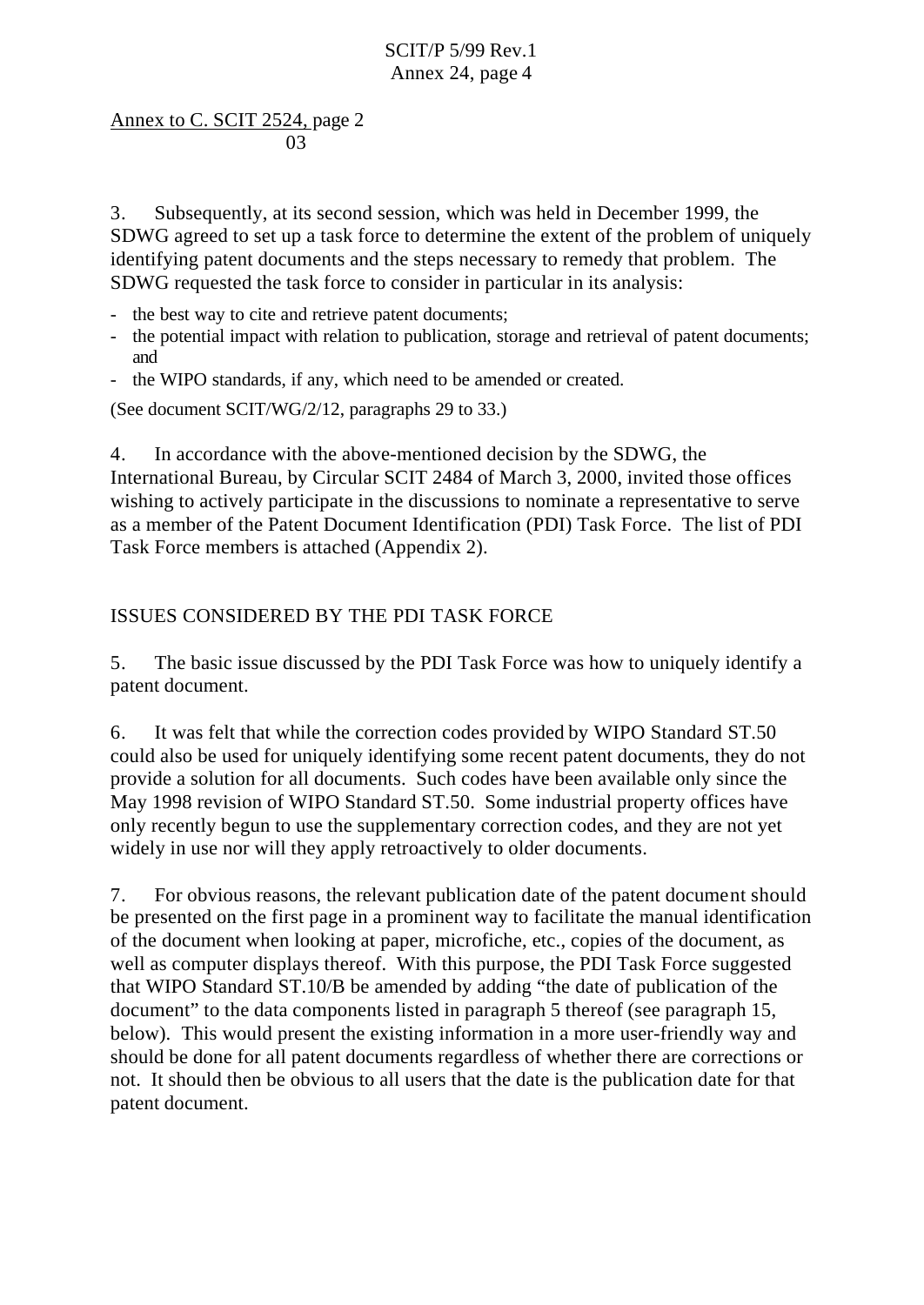Annex to C. SCIT 2524, page 2
03

3. Subsequently, at its second session, which was held in December 1999, the SDWG agreed to set up a task force to determine the extent of the problem of uniquely identifying patent documents and the steps necessary to remedy that problem. The SDWG requested the task force to consider in particular in its analysis:

- the best way to cite and retrieve patent documents;
- the potential impact with relation to publication, storage and retrieval of patent documents; and
- the WIPO standards, if any, which need to be amended or created.

(See document SCIT/WG/2/12, paragraphs 29 to 33.)

4. In accordance with the above-mentioned decision by the SDWG, the International Bureau, by Circular SCIT 2484 of March 3, 2000, invited those offices wishing to actively participate in the discussions to nominate a representative to serve as a member of the Patent Document Identification (PDI) Task Force. The list of PDI Task Force members is attached (Appendix 2).

## ISSUES CONSIDERED BY THE PDI TASK FORCE

5. The basic issue discussed by the PDI Task Force was how to uniquely identify a patent document.

6. It was felt that while the correction codes provided by WIPO Standard ST.50 could also be used for uniquely identifying some recent patent documents, they do not provide a solution for all documents. Such codes have been available only since the May 1998 revision of WIPO Standard ST.50. Some industrial property offices have only recently begun to use the supplementary correction codes, and they are not yet widely in use nor will they apply retroactively to older documents.

7. For obvious reasons, the relevant publication date of the patent document should be presented on the first page in a prominent way to facilitate the manual identification of the document when looking at paper, microfiche, etc., copies of the document, as well as computer displays thereof. With this purpose, the PDI Task Force suggested that WIPO Standard ST.10/B be amended by adding "the date of publication of the document" to the data components listed in paragraph 5 thereof (see paragraph 15, below). This would present the existing information in a more user-friendly way and should be done for all patent documents regardless of whether there are corrections or not. It should then be obvious to all users that the date is the publication date for that patent document.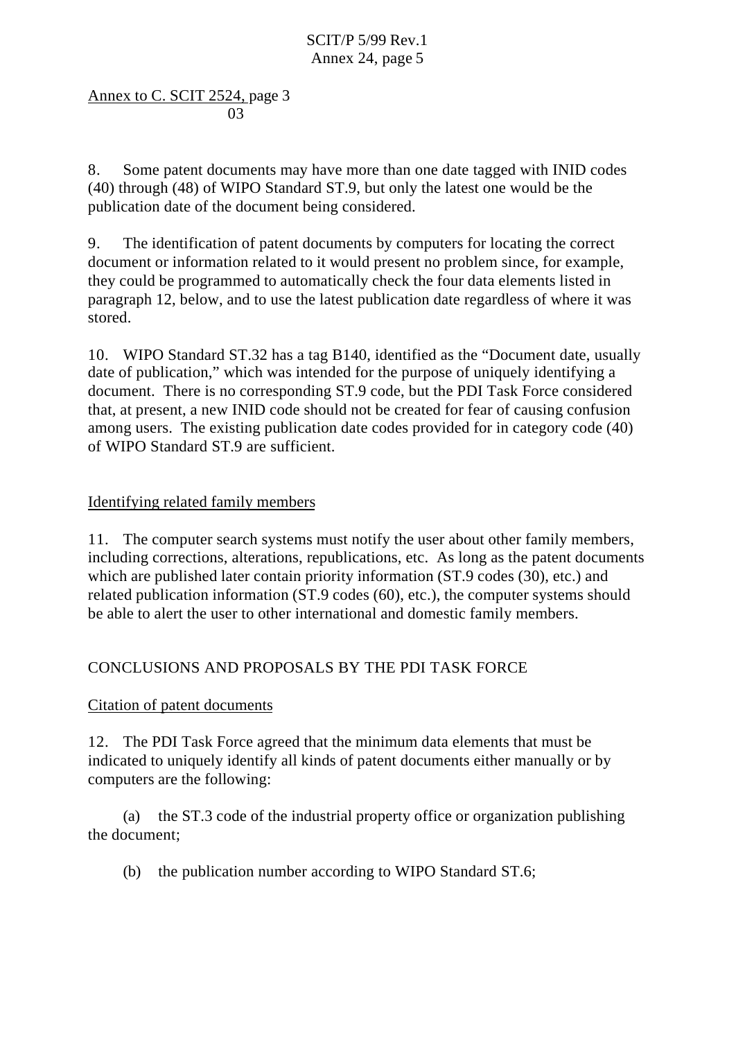Annex to C. SCIT 2524, page 3
03

8. Some patent documents may have more than one date tagged with INID codes (40) through (48) of WIPO Standard ST.9, but only the latest one would be the publication date of the document being considered.

9. The identification of patent documents by computers for locating the correct document or information related to it would present no problem since, for example, they could be programmed to automatically check the four data elements listed in paragraph 12, below, and to use the latest publication date regardless of where it was stored.

10. WIPO Standard ST.32 has a tag B140, identified as the "Document date, usually date of publication," which was intended for the purpose of uniquely identifying a document. There is no corresponding ST.9 code, but the PDI Task Force considered that, at present, a new INID code should not be created for fear of causing confusion among users. The existing publication date codes provided for in category code (40) of WIPO Standard ST.9 are sufficient.

Identifying related family members

11. The computer search systems must notify the user about other family members, including corrections, alterations, republications, etc. As long as the patent documents which are published later contain priority information (ST.9 codes (30), etc.) and related publication information (ST.9 codes (60), etc.), the computer systems should be able to alert the user to other international and domestic family members.

## CONCLUSIONS AND PROPOSALS BY THE PDI TASK FORCE

Citation of patent documents

12. The PDI Task Force agreed that the minimum data elements that must be indicated to uniquely identify all kinds of patent documents either manually or by computers are the following:

(a) the ST.3 code of the industrial property office or organization publishing the document;

(b) the publication number according to WIPO Standard ST.6;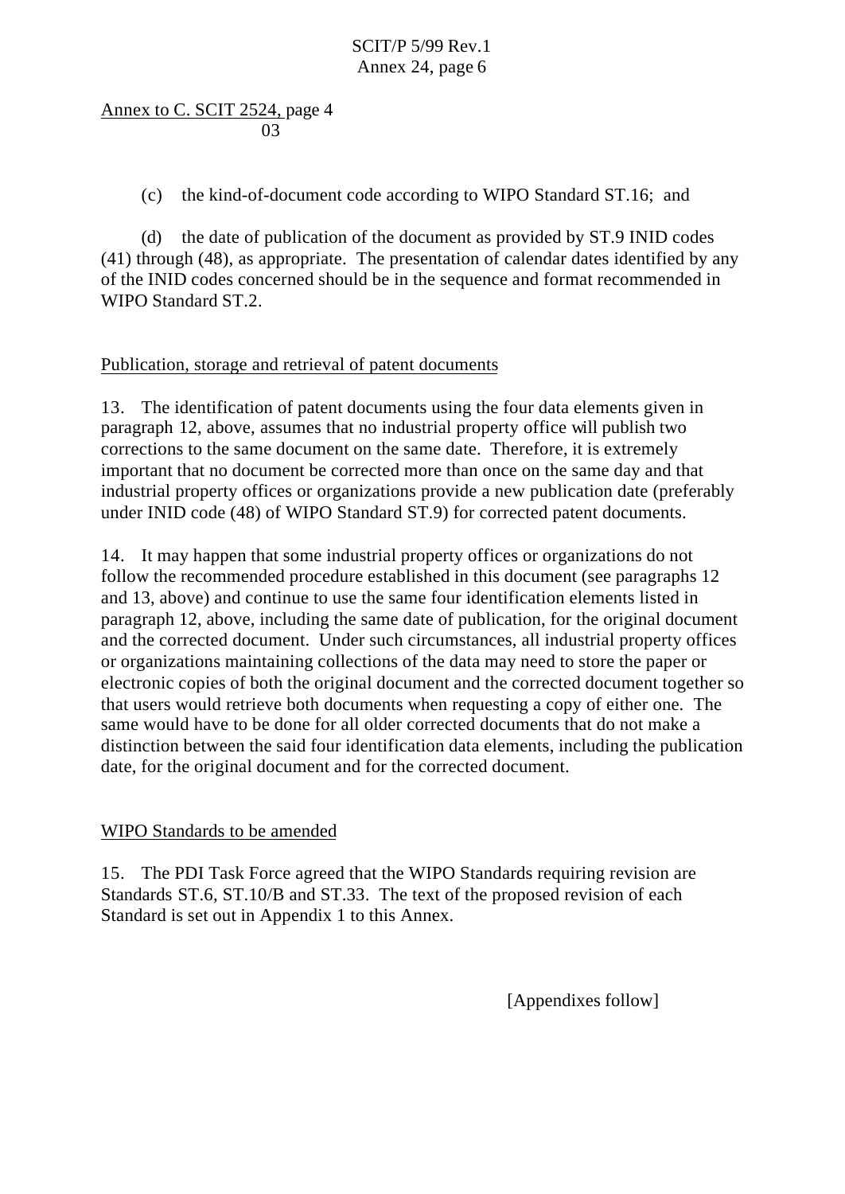Annex to C. SCIT 2524, page 4
03

(c) the kind-of-document code according to WIPO Standard ST.16; and

(d) the date of publication of the document as provided by ST.9 INID codes (41) through (48), as appropriate. The presentation of calendar dates identified by any of the INID codes concerned should be in the sequence and format recommended in WIPO Standard ST.2.

Publication, storage and retrieval of patent documents

13. The identification of patent documents using the four data elements given in paragraph 12, above, assumes that no industrial property office will publish two corrections to the same document on the same date. Therefore, it is extremely important that no document be corrected more than once on the same day and that industrial property offices or organizations provide a new publication date (preferably under INID code (48) of WIPO Standard ST.9) for corrected patent documents.

14. It may happen that some industrial property offices or organizations do not follow the recommended procedure established in this document (see paragraphs 12 and 13, above) and continue to use the same four identification elements listed in paragraph 12, above, including the same date of publication, for the original document and the corrected document. Under such circumstances, all industrial property offices or organizations maintaining collections of the data may need to store the paper or electronic copies of both the original document and the corrected document together so that users would retrieve both documents when requesting a copy of either one. The same would have to be done for all older corrected documents that do not make a distinction between the said four identification data elements, including the publication date, for the original document and for the corrected document.

WIPO Standards to be amended

15. The PDI Task Force agreed that the WIPO Standards requiring revision are Standards ST.6, ST.10/B and ST.33. The text of the proposed revision of each Standard is set out in Appendix 1 to this Annex.

[Appendixes follow]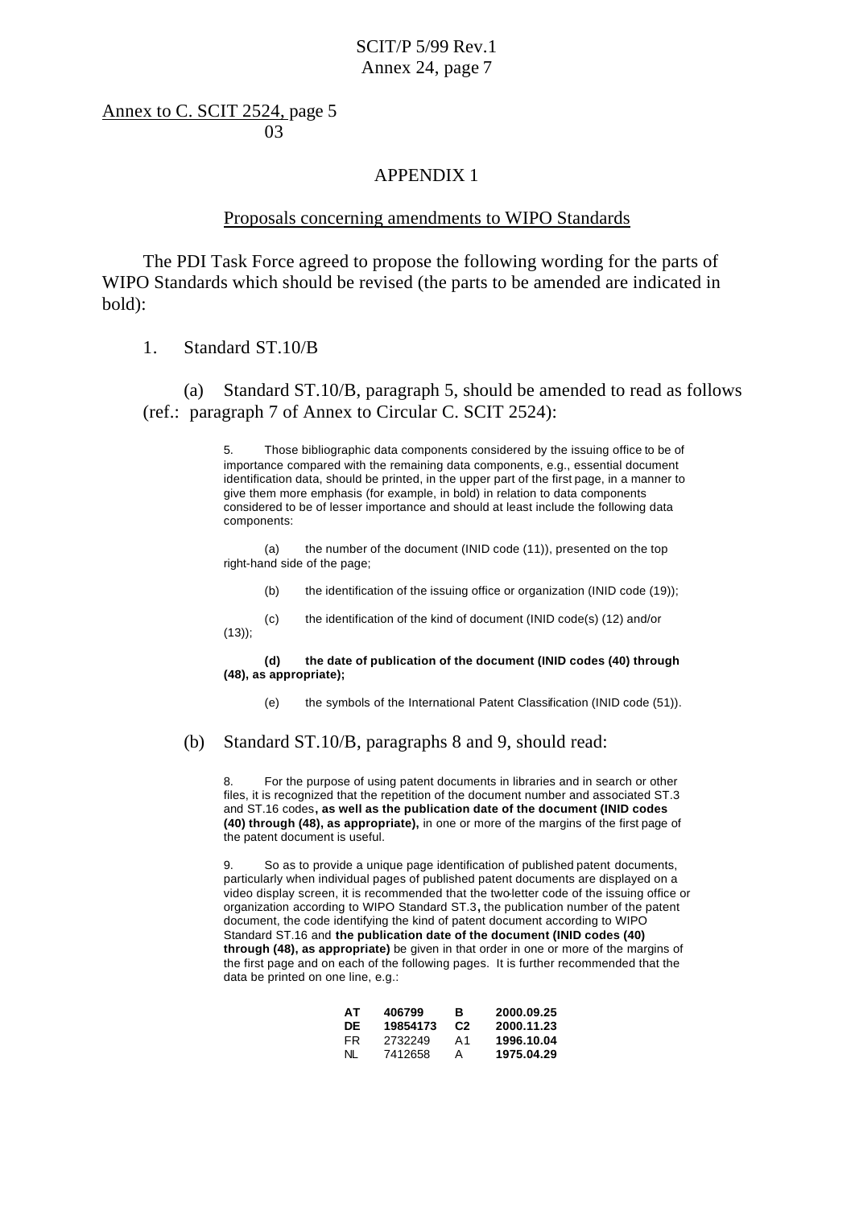Annex to C. SCIT 2524, page 5
03

## APPENDIX 1

### Proposals concerning amendments to WIPO Standards

The PDI Task Force agreed to propose the following wording for the parts of WIPO Standards which should be revised (the parts to be amended are indicated in bold):

1. Standard ST.10/B

(a) Standard ST.10/B, paragraph 5, should be amended to read as follows (ref.: paragraph 7 of Annex to Circular C. SCIT 2524):

> 5. Those bibliographic data components considered by the issuing office to be of importance compared with the remaining data components, e.g., essential document identification data, should be printed, in the upper part of the first page, in a manner to give them more emphasis (for example, in bold) in relation to data components considered to be of lesser importance and should at least include the following data components:
>
> (a) the number of the document (INID code (11)), presented on the top right-hand side of the page;
>
> (b) the identification of the issuing office or organization (INID code (19));
>
> (c) the identification of the kind of document (INID code(s) (12) and/or (13));
>
> **(d) the date of publication of the document (INID codes (40) through (48), as appropriate);**
>
> (e) the symbols of the International Patent Classification (INID code (51)).

(b) Standard ST.10/B, paragraphs 8 and 9, should read:

> 8. For the purpose of using patent documents in libraries and in search or other files, it is recognized that the repetition of the document number and associated ST.3 and ST.16 codes**, as well as the publication date of the document (INID codes (40) through (48), as appropriate),** in one or more of the margins of the first page of the patent document is useful.
>
> 9. So as to provide a unique page identification of published patent documents, particularly when individual pages of published patent documents are displayed on a video display screen, it is recommended that the two-letter code of the issuing office or organization according to WIPO Standard ST.3**,** the publication number of the patent document, the code identifying the kind of patent document according to WIPO Standard ST.16 and **the publication date of the document (INID codes (40) through (48), as appropriate)** be given in that order in one or more of the margins of the first page and on each of the following pages. It is further recommended that the data be printed on one line, e.g.:

| | | | |
|---|---|---|---|
| **AT** | **406799** | **B** | **2000.09.25** |
| **DE** | **19854173** | **C2** | **2000.11.23** |
| FR | 2732249 | A1 | **1996.10.04** |
| NL | 7412658 | A | **1975.04.29** |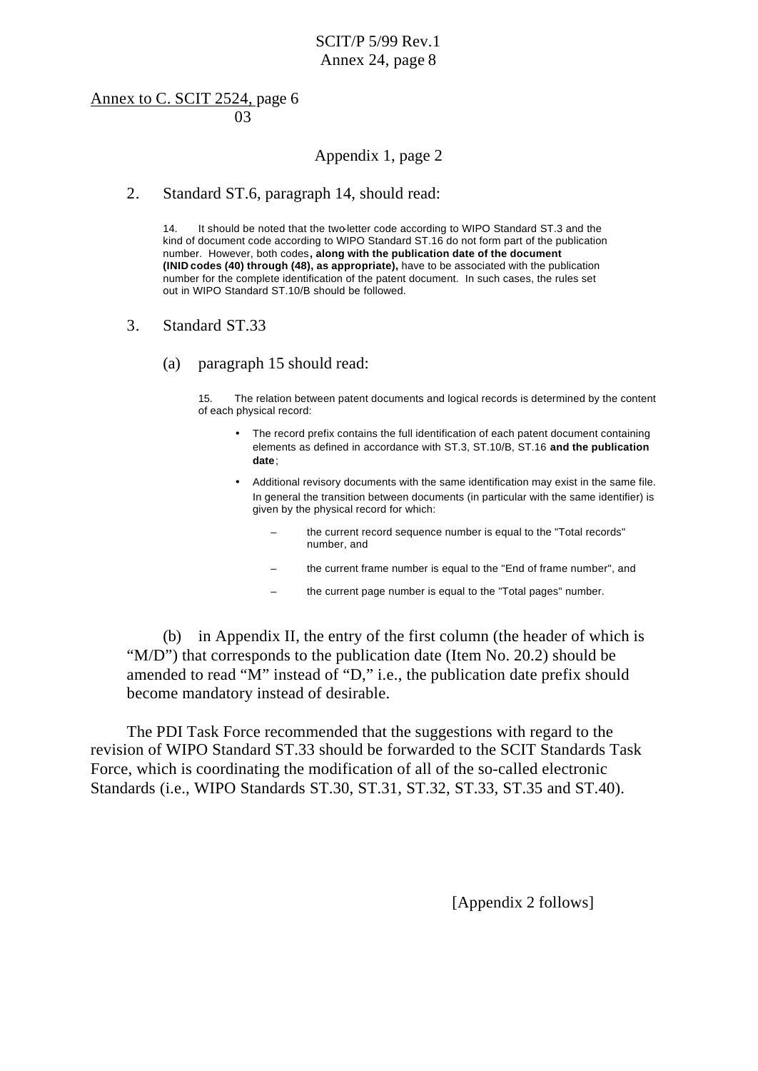Annex to C. SCIT 2524, page 6
03

Appendix 1, page 2

2. Standard ST.6, paragraph 14, should read:

> 14. It should be noted that the two-letter code according to WIPO Standard ST.3 and the kind of document code according to WIPO Standard ST.16 do not form part of the publication number. However, both codes**, along with the publication date of the document (INID codes (40) through (48), as appropriate),** have to be associated with the publication number for the complete identification of the patent document. In such cases, the rules set out in WIPO Standard ST.10/B should be followed.

3. Standard ST.33

(a) paragraph 15 should read:

> 15. The relation between patent documents and logical records is determined by the content of each physical record:
>
> - The record prefix contains the full identification of each patent document containing elements as defined in accordance with ST.3, ST.10/B, ST.16 **and the publication date**;
> - Additional revisory documents with the same identification may exist in the same file. In general the transition between documents (in particular with the same identifier) is given by the physical record for which:
>   - the current record sequence number is equal to the "Total records" number, and
>   - the current frame number is equal to the "End of frame number", and
>   - the current page number is equal to the "Total pages" number.

(b) in Appendix II, the entry of the first column (the header of which is "M/D") that corresponds to the publication date (Item No. 20.2) should be amended to read "M" instead of "D," i.e., the publication date prefix should become mandatory instead of desirable.

The PDI Task Force recommended that the suggestions with regard to the revision of WIPO Standard ST.33 should be forwarded to the SCIT Standards Task Force, which is coordinating the modification of all of the so-called electronic Standards (i.e., WIPO Standards ST.30, ST.31, ST.32, ST.33, ST.35 and ST.40).

[Appendix 2 follows]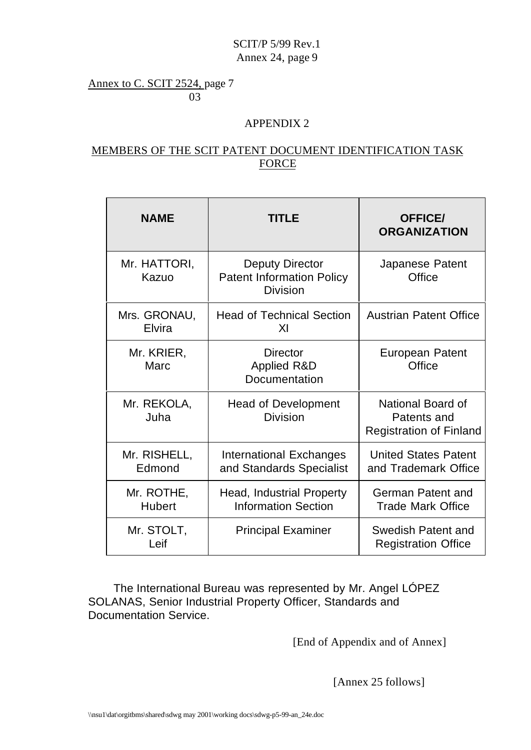Annex to C. SCIT 2524, page 7
03

APPENDIX 2

MEMBERS OF THE SCIT PATENT DOCUMENT IDENTIFICATION TASK FORCE

| NAME | TITLE | OFFICE/ ORGANIZATION |
|---|---|---|
| Mr. HATTORI, Kazuo | Deputy Director Patent Information Policy Division | Japanese Patent Office |
| Mrs. GRONAU, Elvira | Head of Technical Section XI | Austrian Patent Office |
| Mr. KRIER, Marc | Director Applied R&D Documentation | European Patent Office |
| Mr. REKOLA, Juha | Head of Development Division | National Board of Patents and Registration of Finland |
| Mr. RISHELL, Edmond | International Exchanges and Standards Specialist | United States Patent and Trademark Office |
| Mr. ROTHE, Hubert | Head, Industrial Property Information Section | German Patent and Trade Mark Office |
| Mr. STOLT, Leif | Principal Examiner | Swedish Patent and Registration Office |

The International Bureau was represented by Mr. Angel LÓPEZ SOLANAS, Senior Industrial Property Officer, Standards and Documentation Service.

[End of Appendix and of Annex]

[Annex 25 follows]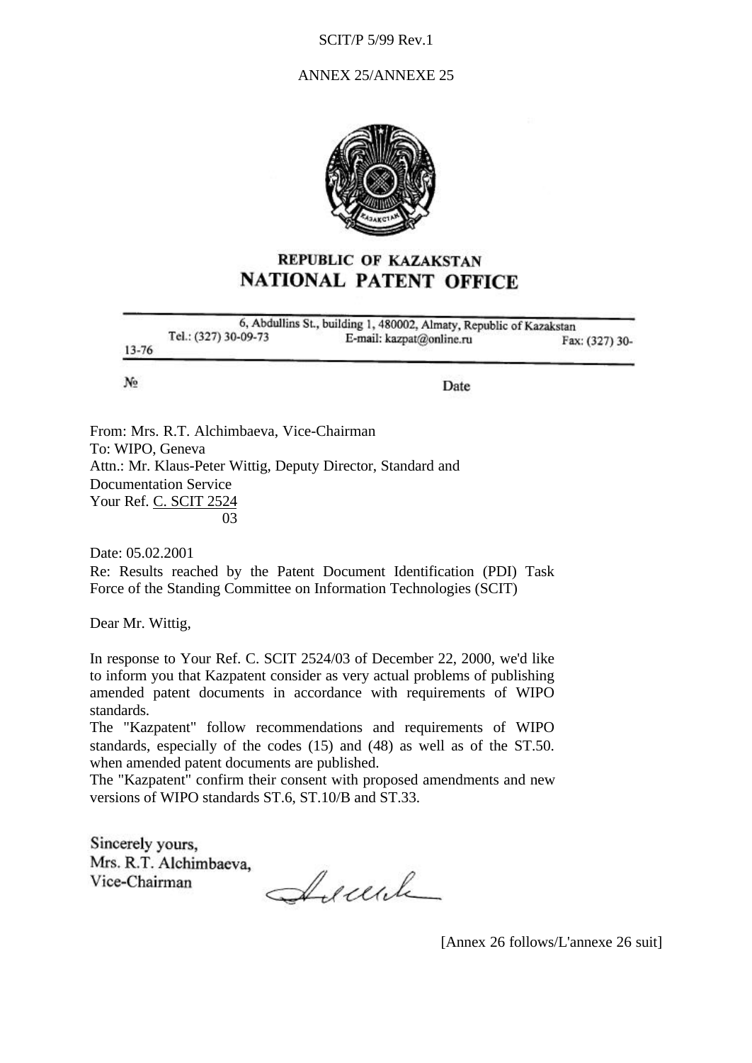ANNEX 25/ANNEXE 25

**REPUBLIC OF KAZAKSTAN**
**NATIONAL PATENT OFFICE**

6, Abdullins St., building 1, 480002, Almaty, Republic of Kazakstan
Tel.: (327) 30-09-73 E-mail: kazpat@online.ru Fax: (327) 30-13-76

№ Date

From: Mrs. R.T. Alchimbaeva, Vice-Chairman
To: WIPO, Geneva
Attn.: Mr. Klaus-Peter Wittig, Deputy Director, Standard and Documentation Service
Your Ref. C. SCIT 2524/03

Date: 05.02.2001
Re: Results reached by the Patent Document Identification (PDI) Task Force of the Standing Committee on Information Technologies (SCIT)

Dear Mr. Wittig,

In response to Your Ref. C. SCIT 2524/03 of December 22, 2000, we'd like to inform you that Kazpatent consider as very actual problems of publishing amended patent documents in accordance with requirements of WIPO standards.
The "Kazpatent" follow recommendations and requirements of WIPO standards, especially of the codes (15) and (48) as well as of the ST.50. when amended patent documents are published.
The "Kazpatent" confirm their consent with proposed amendments and new versions of WIPO standards ST.6, ST.10/B and ST.33.

Sincerely yours,
Mrs. R.T. Alchimbaeva,
Vice-Chairman

[Annex 26 follows/L'annexe 26 suit]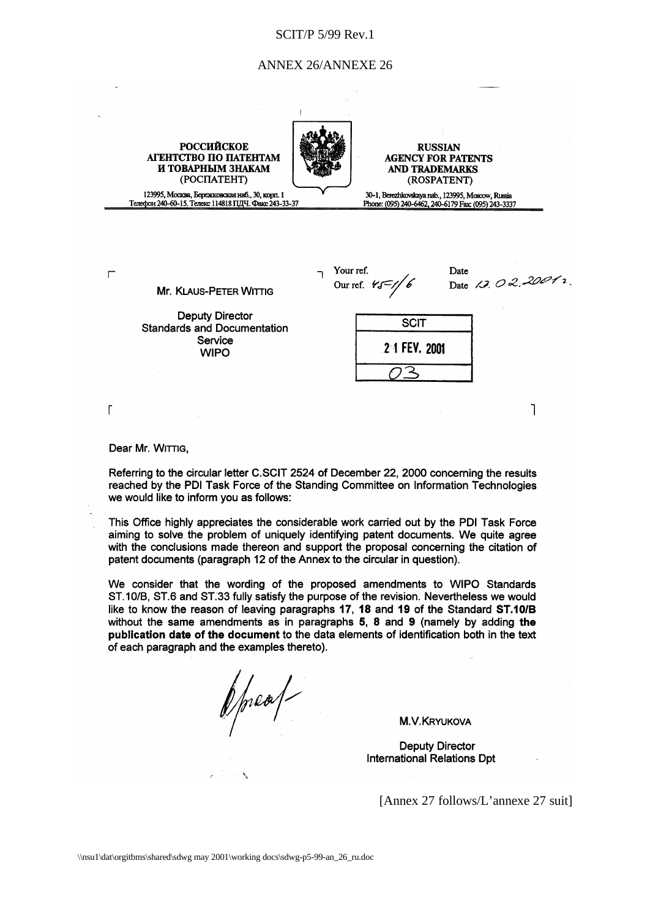ANNEX 26/ANNEXE 26

**РОССИЙСКОЕ АГЕНТСТВО ПО ПАТЕНТАМ И ТОВАРНЫМ ЗНАКАМ**
(РОСПАТЕНТ)

123995, Москва, Бережковская наб., 30, корп. 1
Телефон 240-60-15. Телекс 114818 ПДЧ. Факс 243-33-37

**RUSSIAN AGENCY FOR PATENTS AND TRADEMARKS**
(ROSPATENT)

30-1, Berezhkovskaya nab., 123995, Moscow, Russia
Phone: (095) 240-6462, 240-6179 Fax: (095) 243-3337

Mr. KLAUS-PETER WITTIG

Deputy Director
Standards and Documentation Service
WIPO

Your ref.
Our ref. 45-1/6

Date 12.02.2001 г.

| SCIT |
| --- |
| 21 FEV. 2001 |
| 03 |

Dear Mr. WITTIG,

Referring to the circular letter C.SCIT 2524 of December 22, 2000 concerning the results reached by the PDI Task Force of the Standing Committee on Information Technologies we would like to inform you as follows:

This Office highly appreciates the considerable work carried out by the PDI Task Force aiming to solve the problem of uniquely identifying patent documents. We quite agree with the conclusions made thereon and support the proposal concerning the citation of patent documents (paragraph 12 of the Annex to the circular in question).

We consider that the wording of the proposed amendments to WIPO Standards ST.10/B, ST.6 and ST.33 fully satisfy the purpose of the revision. Nevertheless we would like to know the reason of leaving paragraphs **17**, **18** and **19** of the Standard **ST.10/B** without the same amendments as in paragraphs **5**, **8** and **9** (namely by adding **the publication date of the document** to the data elements of identification both in the text of each paragraph and the examples thereto).

M.V.KRYUKOVA

Deputy Director
International Relations Dpt

[Annex 27 follows/L'annexe 27 suit]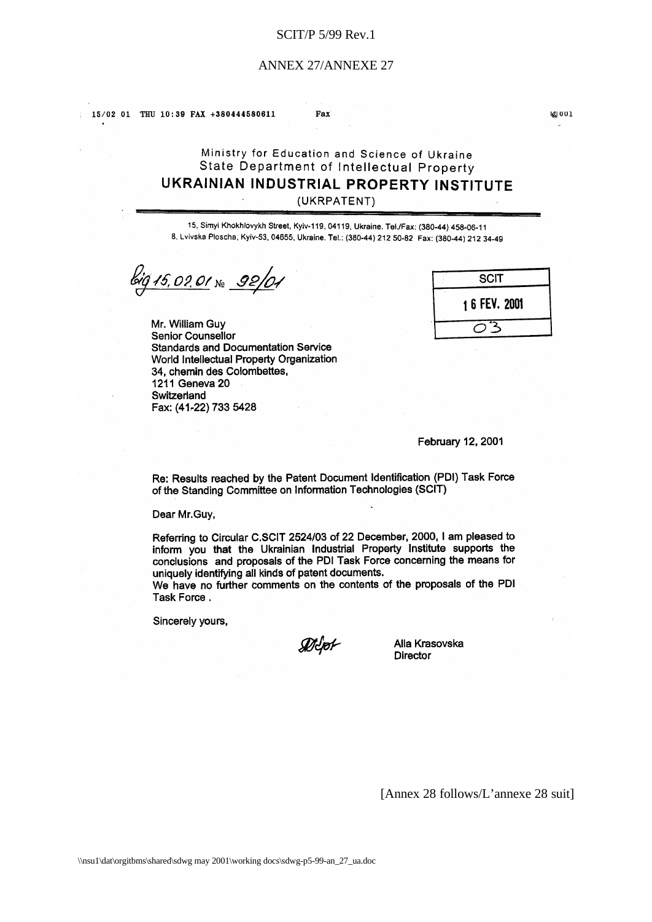ANNEX 27/ANNEXE 27

15/02 01 THU 10:39 FAX +380444580611 Fax 001

Ministry for Education and Science of Ukraine
State Department of Intellectual Property
**UKRAINIAN INDUSTRIAL PROPERTY INSTITUTE**
(UKRPATENT)

15, Simyi Khokhlovykh Street, Kyiv-119, 04119, Ukraine. Tel./Fax: (380-44) 458-06-11
8, Lvivska Ploscha, Kyiv-53, 04655, Ukraine. Tel.: (380-44) 212 50-82 Fax: (380-44) 212 34-49

Від 15.02.01 № 92/01

| SCIT |
|---|
| 16 FEV. 2001 |
| 03 |

Mr. William Guy
Senior Counsellor
Standards and Documentation Service
World Intellectual Property Organization
34, chemin des Colombettes,
1211 Geneva 20
Switzerland
Fax: (41-22) 733 5428

February 12, 2001

Re: Results reached by the Patent Document Identification (PDI) Task Force of the Standing Committee on Information Technologies (SCIT)

Dear Mr.Guy,

Referring to Circular C.SCIT 2524/03 of 22 December, 2000, I am pleased to inform you that the Ukrainian Industrial Property Institute supports the conclusions and proposals of the PDI Task Force concerning the means for uniquely identifying all kinds of patent documents.
We have no further comments on the contents of the proposals of the PDI Task Force .

Sincerely yours,

Alla Krasovska
Director

[Annex 28 follows/L'annexe 28 suit]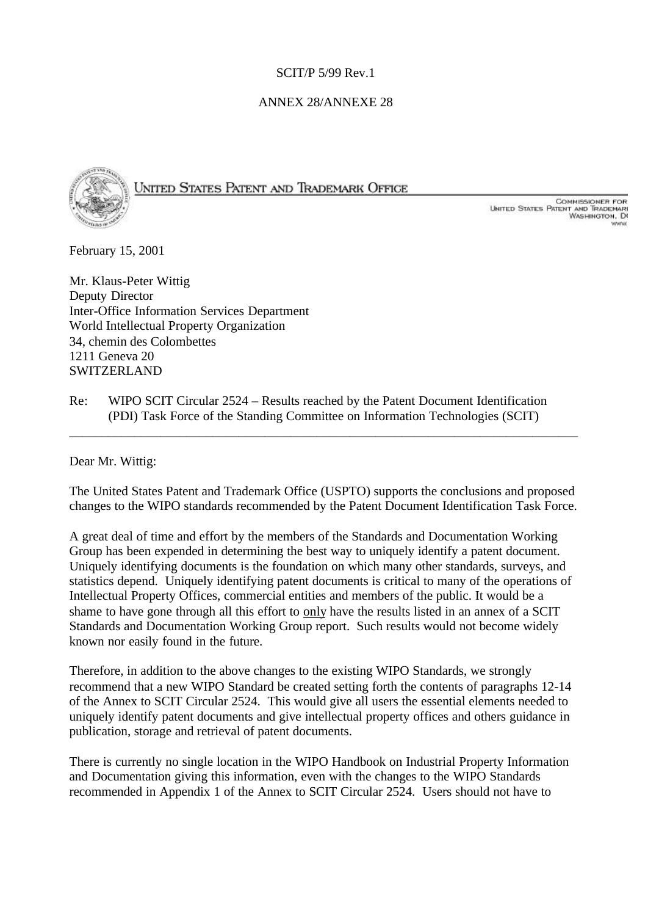SCIT/P 5/99 Rev.1

ANNEX 28/ANNEXE 28

UNITED STATES PATENT AND TRADEMARK OFFICE

COMMISSIONER FOR
UNITED STATES PATENT AND TRADEMARK
WASHINGTON, D
www.

February 15, 2001

Mr. Klaus-Peter Wittig
Deputy Director
Inter-Office Information Services Department
World Intellectual Property Organization
34, chemin des Colombettes
1211 Geneva 20
SWITZERLAND

Re: WIPO SCIT Circular 2524 – Results reached by the Patent Document Identification (PDI) Task Force of the Standing Committee on Information Technologies (SCIT)

---

Dear Mr. Wittig:

The United States Patent and Trademark Office (USPTO) supports the conclusions and proposed changes to the WIPO standards recommended by the Patent Document Identification Task Force.

A great deal of time and effort by the members of the Standards and Documentation Working Group has been expended in determining the best way to uniquely identify a patent document. Uniquely identifying documents is the foundation on which many other standards, surveys, and statistics depend. Uniquely identifying patent documents is critical to many of the operations of Intellectual Property Offices, commercial entities and members of the public. It would be a shame to have gone through all this effort to <u>only</u> have the results listed in an annex of a SCIT Standards and Documentation Working Group report. Such results would not become widely known nor easily found in the future.

Therefore, in addition to the above changes to the existing WIPO Standards, we strongly recommend that a new WIPO Standard be created setting forth the contents of paragraphs 12-14 of the Annex to SCIT Circular 2524. This would give all users the essential elements needed to uniquely identify patent documents and give intellectual property offices and others guidance in publication, storage and retrieval of patent documents.

There is currently no single location in the WIPO Handbook on Industrial Property Information and Documentation giving this information, even with the changes to the WIPO Standards recommended in Appendix 1 of the Annex to SCIT Circular 2524. Users should not have to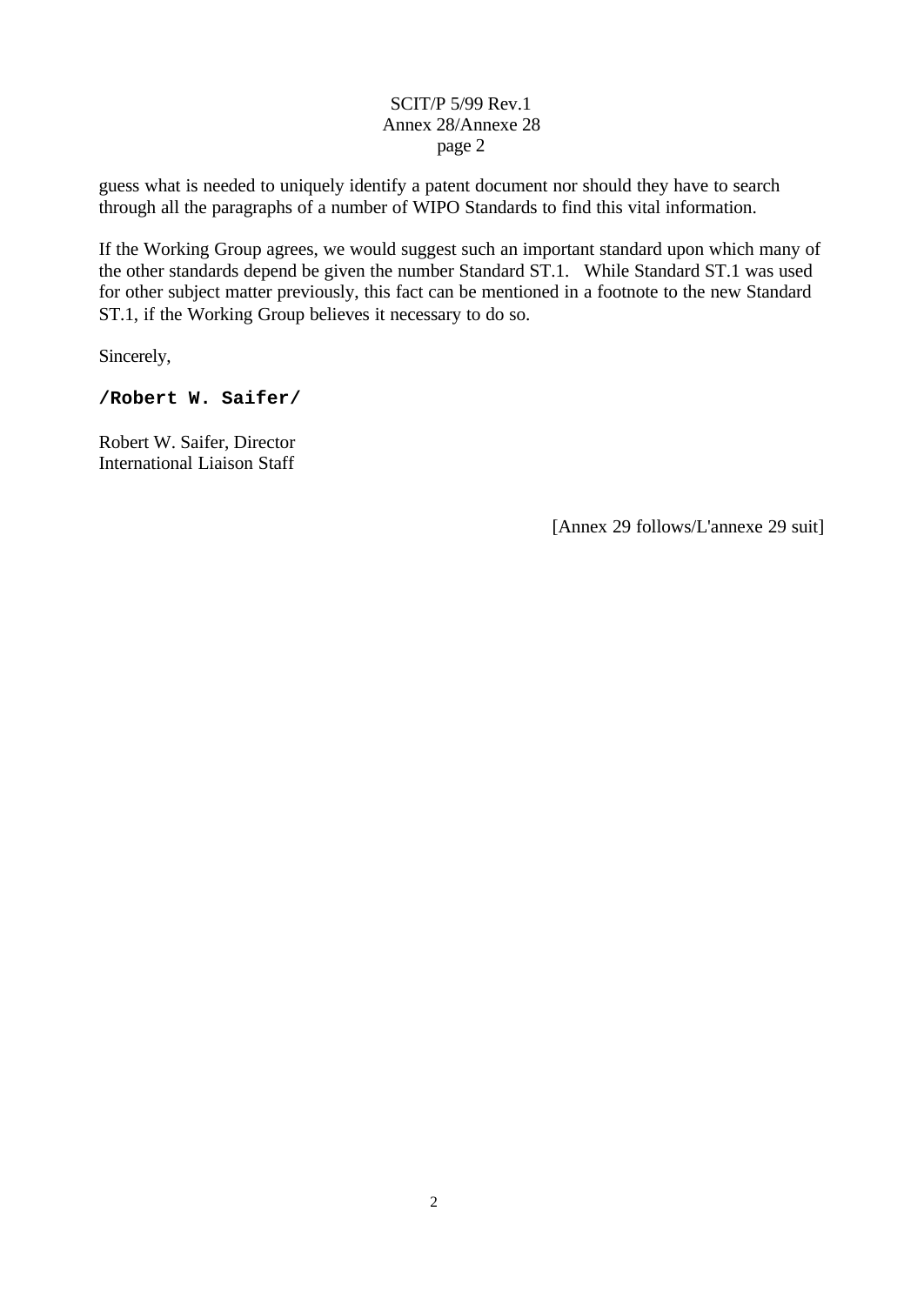guess what is needed to uniquely identify a patent document nor should they have to search through all the paragraphs of a number of WIPO Standards to find this vital information.

If the Working Group agrees, we would suggest such an important standard upon which many of the other standards depend be given the number Standard ST.1. While Standard ST.1 was used for other subject matter previously, this fact can be mentioned in a footnote to the new Standard ST.1, if the Working Group believes it necessary to do so.

Sincerely,

**/Robert W. Saifer/**

Robert W. Saifer, Director
International Liaison Staff

[Annex 29 follows/L'annexe 29 suit]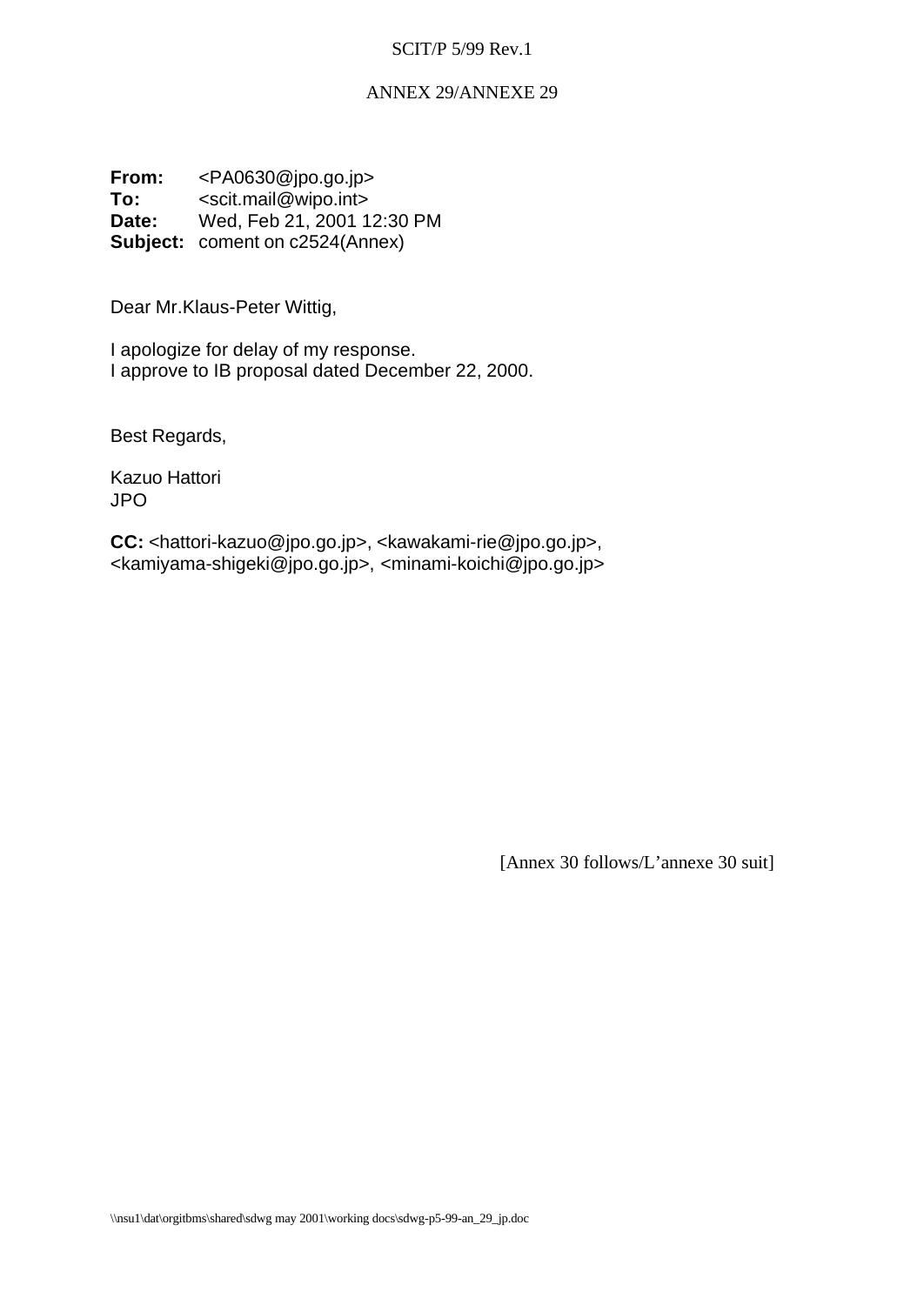ANNEX 29/ANNEXE 29

**From:** <PA0630@jpo.go.jp>
**To:** <scit.mail@wipo.int>
**Date:** Wed, Feb 21, 2001 12:30 PM
**Subject:** coment on c2524(Annex)

Dear Mr.Klaus-Peter Wittig,

I apologize for delay of my response.
I approve to IB proposal dated December 22, 2000.

Best Regards,

Kazuo Hattori
JPO

**CC:** <hattori-kazuo@jpo.go.jp>, <kawakami-rie@jpo.go.jp>, <kamiyama-shigeki@jpo.go.jp>, <minami-koichi@jpo.go.jp>

[Annex 30 follows/L'annexe 30 suit]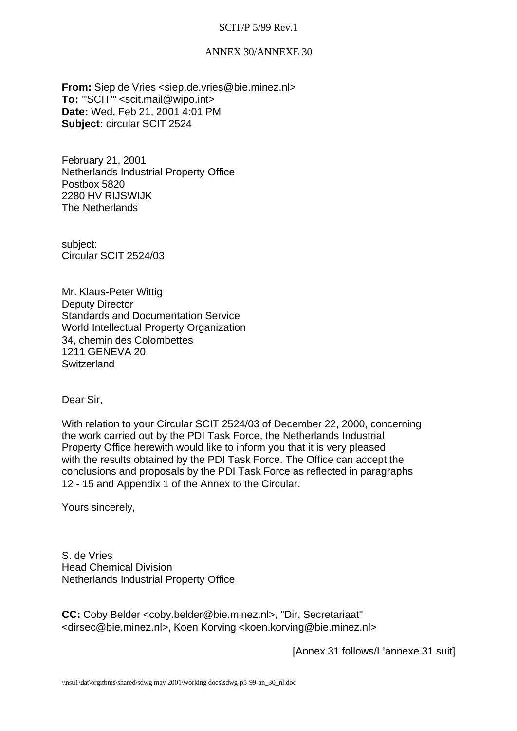ANNEX 30/ANNEXE 30

**From:** Siep de Vries <siep.de.vries@bie.minez.nl>
**To:** "'SCIT'" <scit.mail@wipo.int>
**Date:** Wed, Feb 21, 2001 4:01 PM
**Subject:** circular SCIT 2524

February 21, 2001
Netherlands Industrial Property Office
Postbox 5820
2280 HV RIJSWIJK
The Netherlands

subject:
Circular SCIT 2524/03

Mr. Klaus-Peter Wittig
Deputy Director
Standards and Documentation Service
World Intellectual Property Organization
34, chemin des Colombettes
1211 GENEVA 20
Switzerland

Dear Sir,

With relation to your Circular SCIT 2524/03 of December 22, 2000, concerning the work carried out by the PDI Task Force, the Netherlands Industrial Property Office herewith would like to inform you that it is very pleased with the results obtained by the PDI Task Force. The Office can accept the conclusions and proposals by the PDI Task Force as reflected in paragraphs 12 - 15 and Appendix 1 of the Annex to the Circular.

Yours sincerely,

S. de Vries
Head Chemical Division
Netherlands Industrial Property Office

**CC:** Coby Belder <coby.belder@bie.minez.nl>, "Dir. Secretariaat" <dirsec@bie.minez.nl>, Koen Korving <koen.korving@bie.minez.nl>

[Annex 31 follows/L'annexe 31 suit]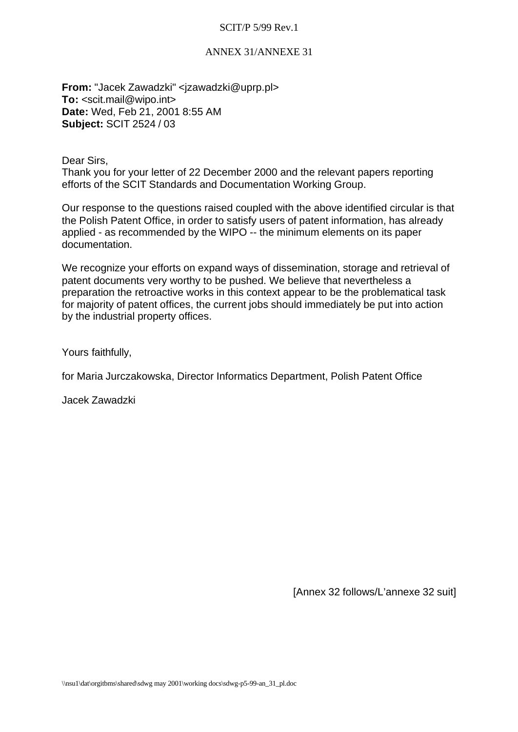ANNEX 31/ANNEXE 31

**From:** "Jacek Zawadzki" <jzawadzki@uprp.pl>
**To:** <scit.mail@wipo.int>
**Date:** Wed, Feb 21, 2001 8:55 AM
**Subject:** SCIT 2524 / 03

Dear Sirs,
Thank you for your letter of 22 December 2000 and the relevant papers reporting efforts of the SCIT Standards and Documentation Working Group.

Our response to the questions raised coupled with the above identified circular is that the Polish Patent Office, in order to satisfy users of patent information, has already applied - as recommended by the WIPO -- the minimum elements on its paper documentation.

We recognize your efforts on expand ways of dissemination, storage and retrieval of patent documents very worthy to be pushed. We believe that nevertheless a preparation the retroactive works in this context appear to be the problematical task for majority of patent offices, the current jobs should immediately be put into action by the industrial property offices.

Yours faithfully,

for Maria Jurczakowska, Director Informatics Department, Polish Patent Office

Jacek Zawadzki

[Annex 32 follows/L'annexe 32 suit]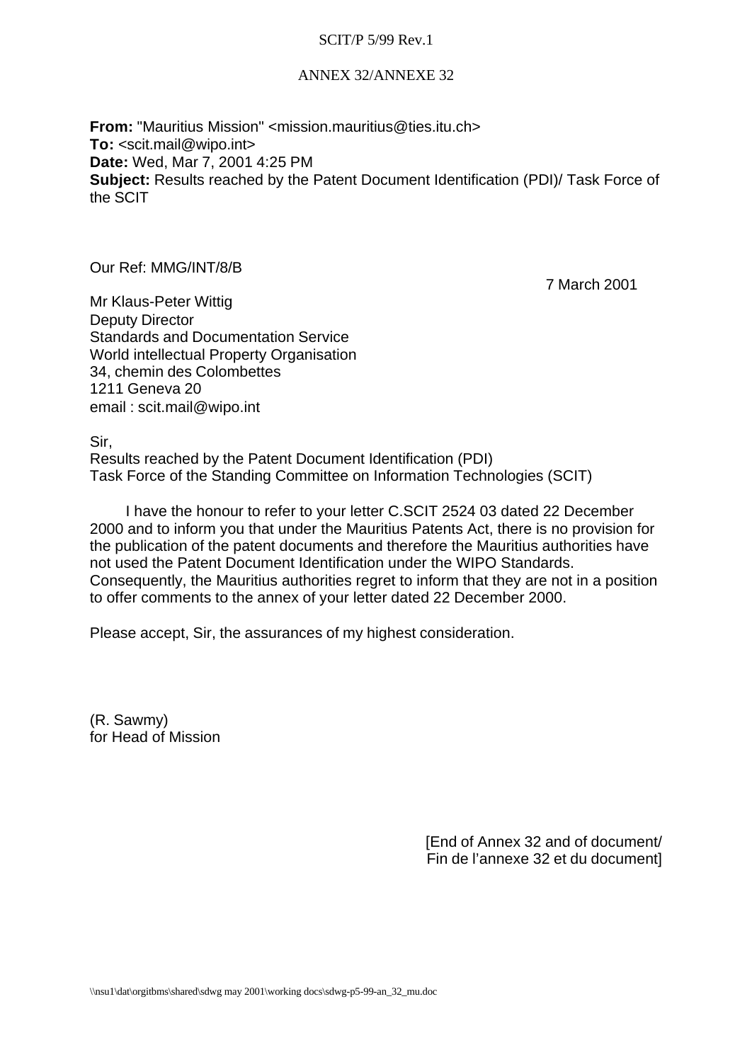ANNEX 32/ANNEXE 32

**From:** "Mauritius Mission" <mission.mauritius@ties.itu.ch>
**To:** <scit.mail@wipo.int>
**Date:** Wed, Mar 7, 2001 4:25 PM
**Subject:** Results reached by the Patent Document Identification (PDI)/ Task Force of the SCIT

Our Ref: MMG/INT/8/B

7 March 2001

Mr Klaus-Peter Wittig
Deputy Director
Standards and Documentation Service
World intellectual Property Organisation
34, chemin des Colombettes
1211 Geneva 20
email : scit.mail@wipo.int

Sir,

Results reached by the Patent Document Identification (PDI)
Task Force of the Standing Committee on Information Technologies (SCIT)

I have the honour to refer to your letter C.SCIT 2524 03 dated 22 December 2000 and to inform you that under the Mauritius Patents Act, there is no provision for the publication of the patent documents and therefore the Mauritius authorities have not used the Patent Document Identification under the WIPO Standards. Consequently, the Mauritius authorities regret to inform that they are not in a position to offer comments to the annex of your letter dated 22 December 2000.

Please accept, Sir, the assurances of my highest consideration.

(R. Sawmy)
for Head of Mission

[End of Annex 32 and of document/
Fin de l'annexe 32 et du document]